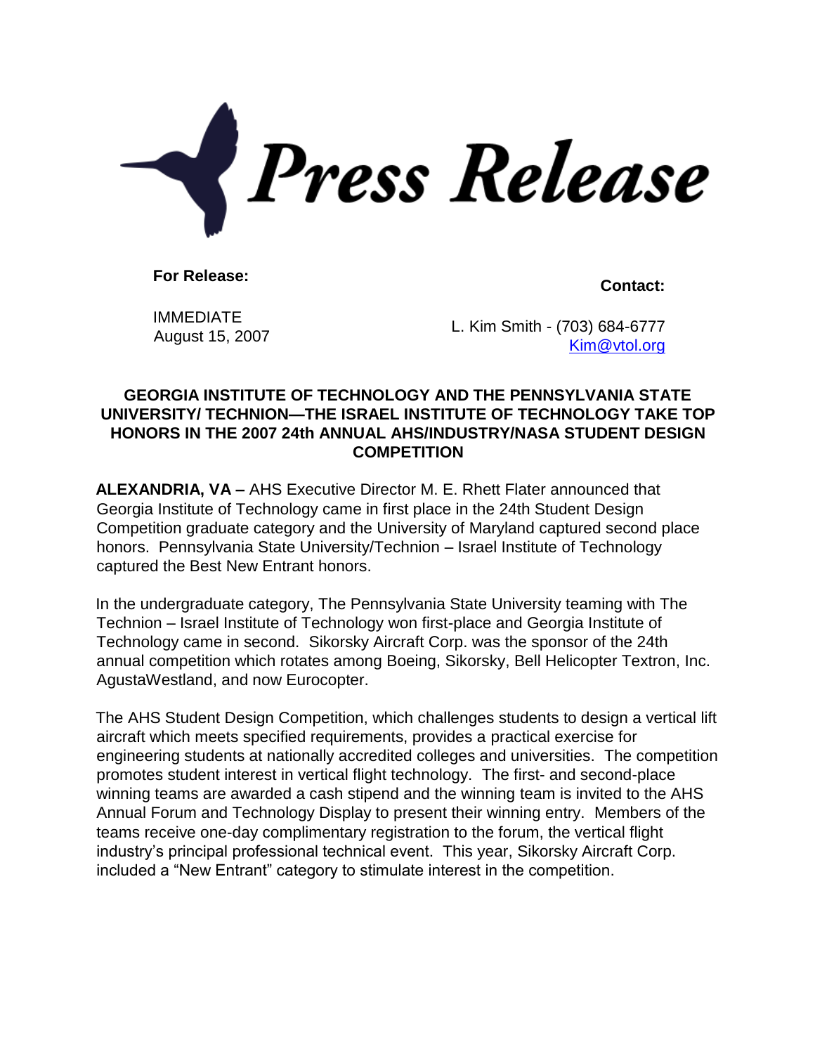# Press Release

**For Release:**

IMMEDIATE
August 15, 2007

**Contact:**

L. Kim Smith - (703) 684-6777
Kim@vtol.org

**GEORGIA INSTITUTE OF TECHNOLOGY AND THE PENNSYLVANIA STATE UNIVERSITY/ TECHNION—THE ISRAEL INSTITUTE OF TECHNOLOGY TAKE TOP HONORS IN THE 2007 24th ANNUAL AHS/INDUSTRY/NASA STUDENT DESIGN COMPETITION**

**ALEXANDRIA, VA –** AHS Executive Director M. E. Rhett Flater announced that Georgia Institute of Technology came in first place in the 24th Student Design Competition graduate category and the University of Maryland captured second place honors. Pennsylvania State University/Technion – Israel Institute of Technology captured the Best New Entrant honors.

In the undergraduate category, The Pennsylvania State University teaming with The Technion – Israel Institute of Technology won first-place and Georgia Institute of Technology came in second. Sikorsky Aircraft Corp. was the sponsor of the 24th annual competition which rotates among Boeing, Sikorsky, Bell Helicopter Textron, Inc. AgustaWestland, and now Eurocopter.

The AHS Student Design Competition, which challenges students to design a vertical lift aircraft which meets specified requirements, provides a practical exercise for engineering students at nationally accredited colleges and universities. The competition promotes student interest in vertical flight technology. The first- and second-place winning teams are awarded a cash stipend and the winning team is invited to the AHS Annual Forum and Technology Display to present their winning entry. Members of the teams receive one-day complimentary registration to the forum, the vertical flight industry's principal professional technical event. This year, Sikorsky Aircraft Corp. included a "New Entrant" category to stimulate interest in the competition.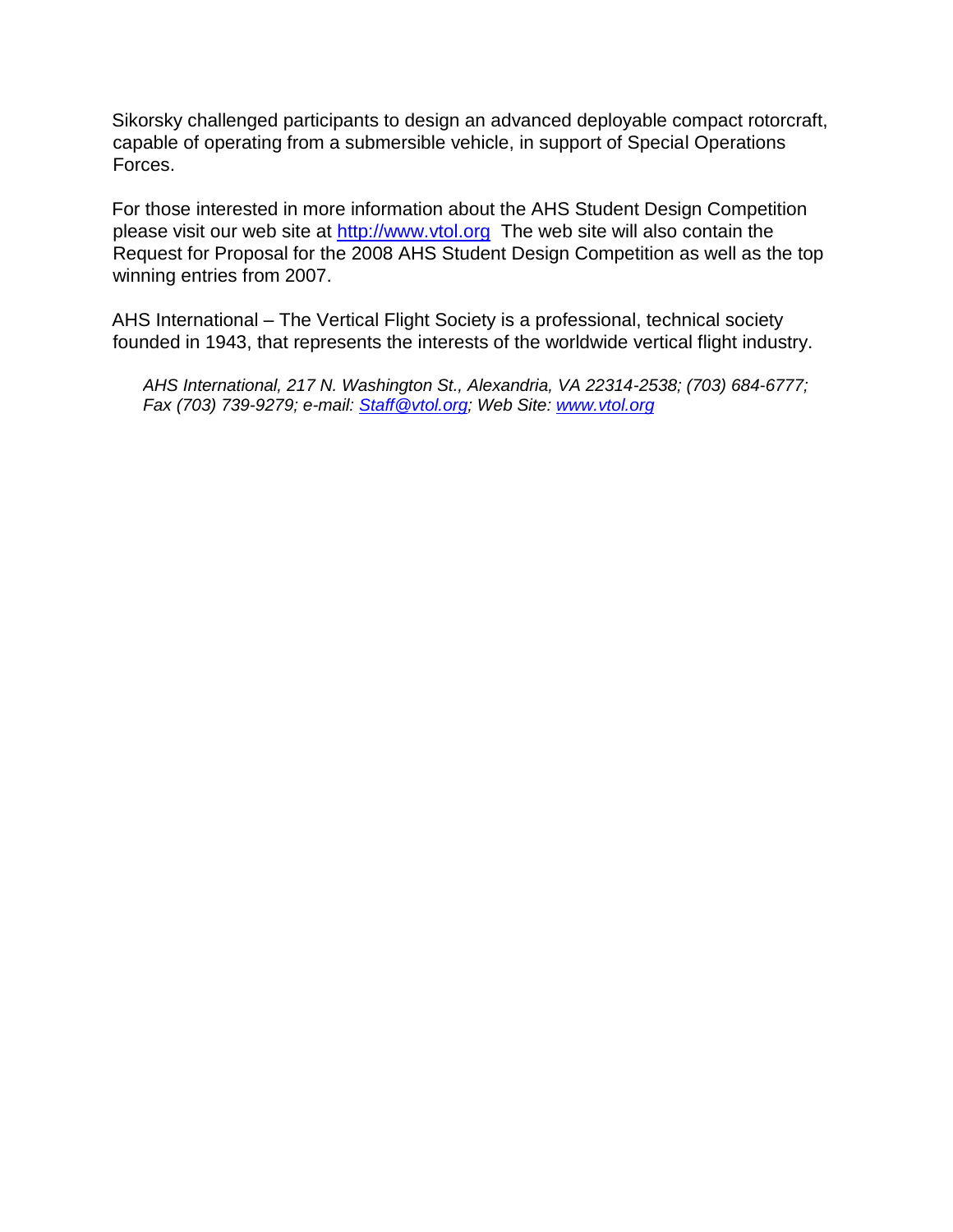Sikorsky challenged participants to design an advanced deployable compact rotorcraft, capable of operating from a submersible vehicle, in support of Special Operations Forces.

For those interested in more information about the AHS Student Design Competition please visit our web site at http://www.vtol.org The web site will also contain the Request for Proposal for the 2008 AHS Student Design Competition as well as the top winning entries from 2007.

AHS International – The Vertical Flight Society is a professional, technical society founded in 1943, that represents the interests of the worldwide vertical flight industry.

*AHS International, 217 N. Washington St., Alexandria, VA 22314-2538; (703) 684-6777; Fax (703) 739-9279; e-mail: Staff@vtol.org; Web Site: www.vtol.org*